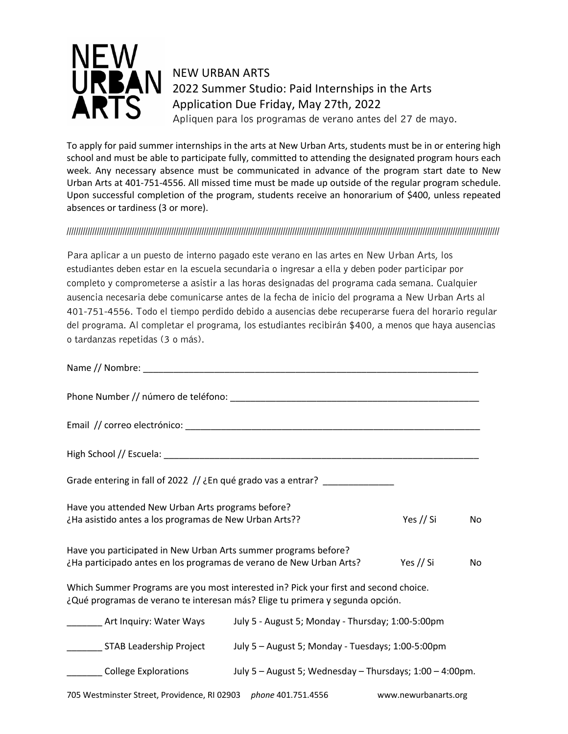# NEW URBAN ARTS

NEW URBAN ARTS
2022 Summer Studio: Paid Internships in the Arts
Application Due Friday, May 27th, 2022
Apliquen para los programas de verano antes del 27 de mayo.

To apply for paid summer internships in the arts at New Urban Arts, students must be in or entering high school and must be able to participate fully, committed to attending the designated program hours each week. Any necessary absence must be communicated in advance of the program start date to New Urban Arts at 401-751-4556. All missed time must be made up outside of the regular program schedule. Upon successful completion of the program, students receive an honorarium of $400, unless repeated absences or tardiness (3 or more).

////////////////////////////////////////////////////////////////////////////////////////////////////////////////////////////////////////////////////////////////////

Para aplicar a un puesto de interno pagado este verano en las artes en New Urban Arts, los estudiantes deben estar en la escuela secundaria o ingresar a ella y deben poder participar por completo y comprometerse a asistir a las horas designadas del programa cada semana. Cualquier ausencia necesaria debe comunicarse antes de la fecha de inicio del programa a New Urban Arts al 401-751-4556. Todo el tiempo perdido debido a ausencias debe recuperarse fuera del horario regular del programa. Al completar el programa, los estudiantes recibirán $400, a menos que haya ausencias o tardanzas repetidas (3 o más).

Name // Nombre: ____________________________________________________________________

Phone Number // número de teléfono: __________________________________________________

Email // correo electrónico: _____________________________________________________________

High School // Escuela: ________________________________________________________________

Grade entering in fall of 2022 // ¿En qué grado vas a entrar? ______________

Have you attended New Urban Arts programs before?
¿Ha asistido antes a los programas de New Urban Arts?? Yes // Si No

Have you participated in New Urban Arts summer programs before?
¿Ha participado antes en los programas de verano de New Urban Arts? Yes // Si No

Which Summer Programs are you most interested in? Pick your first and second choice.
¿Qué programas de verano te interesan más? Elige tu primera y segunda opción.

_______ Art Inquiry: Water Ways — July 5 - August 5; Monday - Thursday; 1:00-5:00pm

_______ STAB Leadership Project — July 5 – August 5; Monday - Tuesdays; 1:00-5:00pm

_______ College Explorations — July 5 – August 5; Wednesday – Thursdays; 1:00 – 4:00pm.

705 Westminster Street, Providence, RI 02903 *phone* 401.751.4556 www.newurbanarts.org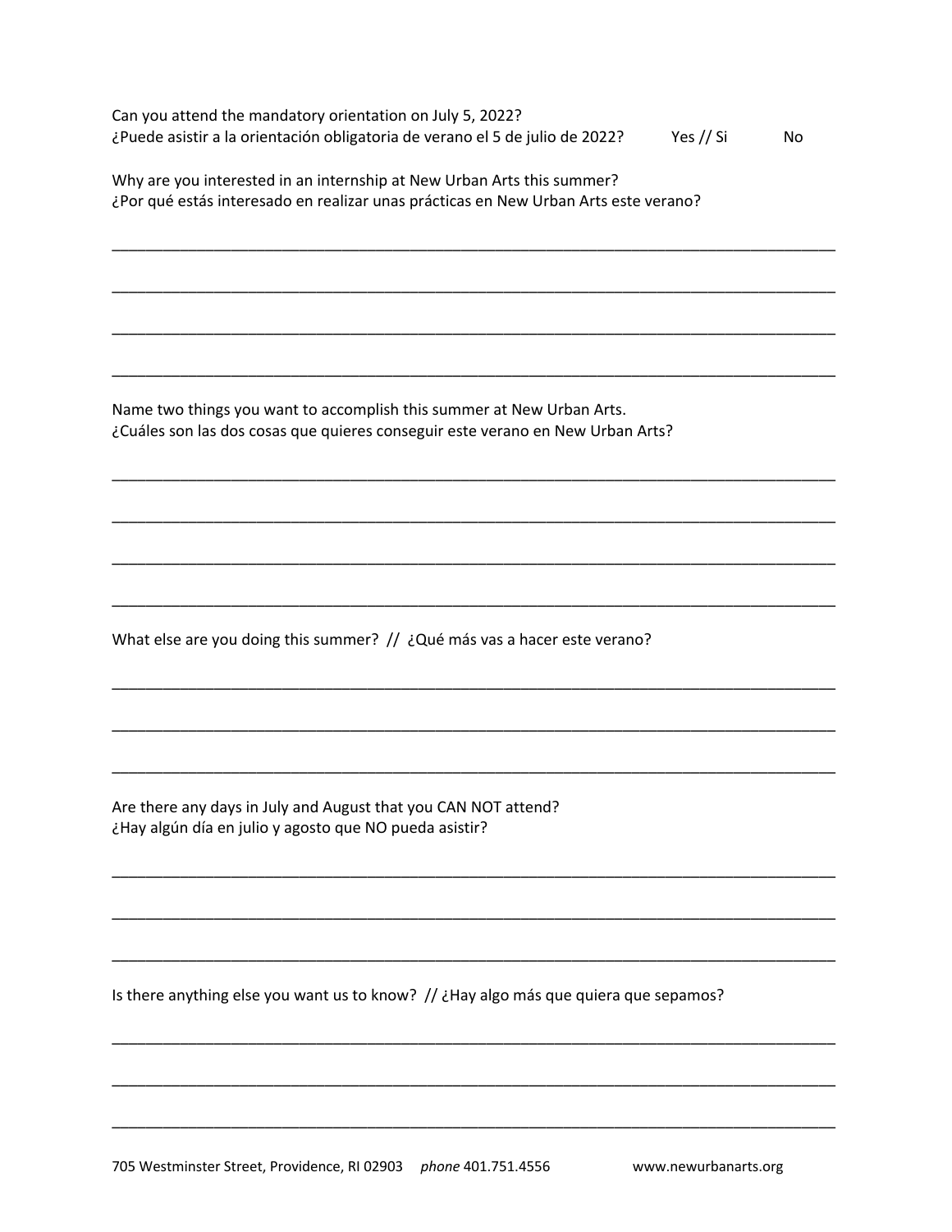Can you attend the mandatory orientation on July 5, 2022?
¿Puede asistir a la orientación obligatoria de verano el 5 de julio de 2022? Yes // Si No

Why are you interested in an internship at New Urban Arts this summer?
¿Por qué estás interesado en realizar unas prácticas en New Urban Arts este verano?

_______________________________________________________________________________

_______________________________________________________________________________

_______________________________________________________________________________

_______________________________________________________________________________

Name two things you want to accomplish this summer at New Urban Arts.
¿Cuáles son las dos cosas que quieres conseguir este verano en New Urban Arts?

_______________________________________________________________________________

_______________________________________________________________________________

_______________________________________________________________________________

_______________________________________________________________________________

What else are you doing this summer? // ¿Qué más vas a hacer este verano?

_______________________________________________________________________________

_______________________________________________________________________________

_______________________________________________________________________________

Are there any days in July and August that you CAN NOT attend?
¿Hay algún día en julio y agosto que NO pueda asistir?

_______________________________________________________________________________

_______________________________________________________________________________

_______________________________________________________________________________

Is there anything else you want us to know? // ¿Hay algo más que quiera que sepamos?

_______________________________________________________________________________

_______________________________________________________________________________

_______________________________________________________________________________

705 Westminster Street, Providence, RI 02903 *phone* 401.751.4556 www.newurbanarts.org